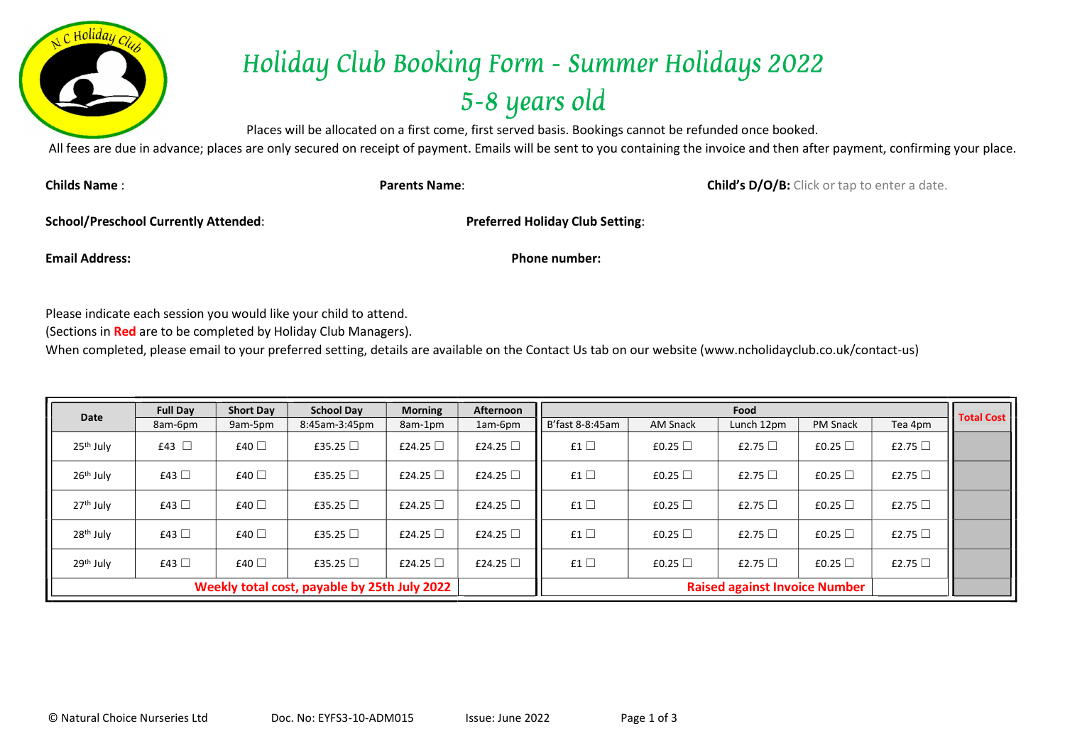# Holiday Club Booking Form - Summer Holidays 2022
# 5-8 years old

Places will be allocated on a first come, first served basis. Bookings cannot be refunded once booked.

All fees are due in advance; places are only secured on receipt of payment. Emails will be sent to you containing the invoice and then after payment, confirming your place.

**Childs Name** : **Parents Name**: **Child's D/O/B:** Click or tap to enter a date.

**School/Preschool Currently Attended**: **Preferred Holiday Club Setting**:

**Email Address:** **Phone number:**

Please indicate each session you would like your child to attend.
(Sections in **Red** are to be completed by Holiday Club Managers).
When completed, please email to your preferred setting, details are available on the Contact Us tab on our website (www.ncholidayclub.co.uk/contact-us)

| Date | Full Day | Short Day | School Day | Morning | Afternoon | Food | | | | | Total Cost |
|---|---|---|---|---|---|---|---|---|---|---|---|
| | 8am-6pm | 9am-5pm | 8:45am-3:45pm | 8am-1pm | 1am-6pm | B'fast 8-8:45am | AM Snack | Lunch 12pm | PM Snack | Tea 4pm | |
| 25th July | £43 ☐ | £40 ☐ | £35.25 ☐ | £24.25 ☐ | £24.25 ☐ | £1 ☐ | £0.25 ☐ | £2.75 ☐ | £0.25 ☐ | £2.75 ☐ | |
| 26th July | £43 ☐ | £40 ☐ | £35.25 ☐ | £24.25 ☐ | £24.25 ☐ | £1 ☐ | £0.25 ☐ | £2.75 ☐ | £0.25 ☐ | £2.75 ☐ | |
| 27th July | £43 ☐ | £40 ☐ | £35.25 ☐ | £24.25 ☐ | £24.25 ☐ | £1 ☐ | £0.25 ☐ | £2.75 ☐ | £0.25 ☐ | £2.75 ☐ | |
| 28th July | £43 ☐ | £40 ☐ | £35.25 ☐ | £24.25 ☐ | £24.25 ☐ | £1 ☐ | £0.25 ☐ | £2.75 ☐ | £0.25 ☐ | £2.75 ☐ | |
| 29th July | £43 ☐ | £40 ☐ | £35.25 ☐ | £24.25 ☐ | £24.25 ☐ | £1 ☐ | £0.25 ☐ | £2.75 ☐ | £0.25 ☐ | £2.75 ☐ | |
| Weekly total cost, payable by 25th July 2022 | | | | | | Raised against Invoice Number | | | | | |

© Natural Choice Nurseries Ltd Doc. No: EYFS3-10-ADM015 Issue: June 2022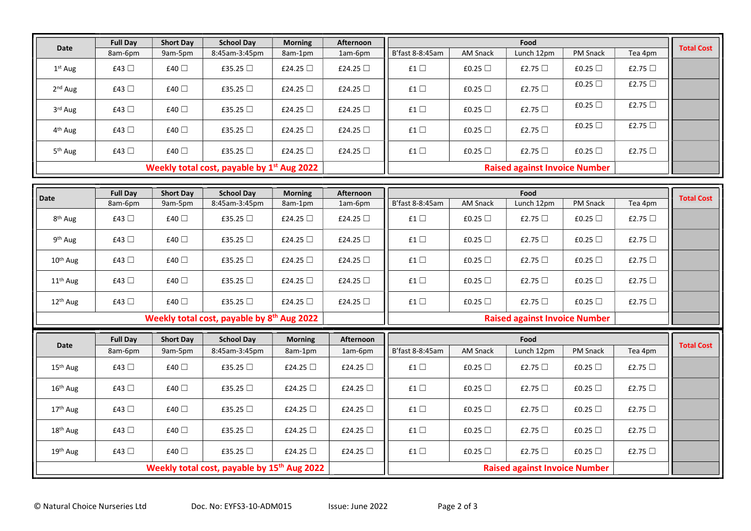| Date | Full Day | Short Day | School Day | Morning | Afternoon | Food | | | | | Total Cost |
|---|---|---|---|---|---|---|---|---|---|---|---|
| | 8am-6pm | 9am-5pm | 8:45am-3:45pm | 8am-1pm | 1am-6pm | B'fast 8-8:45am | AM Snack | Lunch 12pm | PM Snack | Tea 4pm | |
| 1st Aug | £43 ☐ | £40 ☐ | £35.25 ☐ | £24.25 ☐ | £24.25 ☐ | £1 ☐ | £0.25 ☐ | £2.75 ☐ | £0.25 ☐ | £2.75 ☐ | |
| 2nd Aug | £43 ☐ | £40 ☐ | £35.25 ☐ | £24.25 ☐ | £24.25 ☐ | £1 ☐ | £0.25 ☐ | £2.75 ☐ | £0.25 ☐ | £2.75 ☐ | |
| 3rd Aug | £43 ☐ | £40 ☐ | £35.25 ☐ | £24.25 ☐ | £24.25 ☐ | £1 ☐ | £0.25 ☐ | £2.75 ☐ | £0.25 ☐ | £2.75 ☐ | |
| 4th Aug | £43 ☐ | £40 ☐ | £35.25 ☐ | £24.25 ☐ | £24.25 ☐ | £1 ☐ | £0.25 ☐ | £2.75 ☐ | £0.25 ☐ | £2.75 ☐ | |
| 5th Aug | £43 ☐ | £40 ☐ | £35.25 ☐ | £24.25 ☐ | £24.25 ☐ | £1 ☐ | £0.25 ☐ | £2.75 ☐ | £0.25 ☐ | £2.75 ☐ | |
| **Weekly total cost, payable by 1st Aug 2022** | | | | | | **Raised against Invoice Number** | | | | | |

| Date | Full Day | Short Day | School Day | Morning | Afternoon | Food | | | | | Total Cost |
|---|---|---|---|---|---|---|---|---|---|---|---|
| | 8am-6pm | 9am-5pm | 8:45am-3:45pm | 8am-1pm | 1am-6pm | B'fast 8-8:45am | AM Snack | Lunch 12pm | PM Snack | Tea 4pm | |
| 8th Aug | £43 ☐ | £40 ☐ | £35.25 ☐ | £24.25 ☐ | £24.25 ☐ | £1 ☐ | £0.25 ☐ | £2.75 ☐ | £0.25 ☐ | £2.75 ☐ | |
| 9th Aug | £43 ☐ | £40 ☐ | £35.25 ☐ | £24.25 ☐ | £24.25 ☐ | £1 ☐ | £0.25 ☐ | £2.75 ☐ | £0.25 ☐ | £2.75 ☐ | |
| 10th Aug | £43 ☐ | £40 ☐ | £35.25 ☐ | £24.25 ☐ | £24.25 ☐ | £1 ☐ | £0.25 ☐ | £2.75 ☐ | £0.25 ☐ | £2.75 ☐ | |
| 11th Aug | £43 ☐ | £40 ☐ | £35.25 ☐ | £24.25 ☐ | £24.25 ☐ | £1 ☐ | £0.25 ☐ | £2.75 ☐ | £0.25 ☐ | £2.75 ☐ | |
| 12th Aug | £43 ☐ | £40 ☐ | £35.25 ☐ | £24.25 ☐ | £24.25 ☐ | £1 ☐ | £0.25 ☐ | £2.75 ☐ | £0.25 ☐ | £2.75 ☐ | |
| **Weekly total cost, payable by 8th Aug 2022** | | | | | | **Raised against Invoice Number** | | | | | |

| Date | Full Day | Short Day | School Day | Morning | Afternoon | Food | | | | | Total Cost |
|---|---|---|---|---|---|---|---|---|---|---|---|
| | 8am-6pm | 9am-5pm | 8:45am-3:45pm | 8am-1pm | 1am-6pm | B'fast 8-8:45am | AM Snack | Lunch 12pm | PM Snack | Tea 4pm | |
| 15th Aug | £43 ☐ | £40 ☐ | £35.25 ☐ | £24.25 ☐ | £24.25 ☐ | £1 ☐ | £0.25 ☐ | £2.75 ☐ | £0.25 ☐ | £2.75 ☐ | |
| 16th Aug | £43 ☐ | £40 ☐ | £35.25 ☐ | £24.25 ☐ | £24.25 ☐ | £1 ☐ | £0.25 ☐ | £2.75 ☐ | £0.25 ☐ | £2.75 ☐ | |
| 17th Aug | £43 ☐ | £40 ☐ | £35.25 ☐ | £24.25 ☐ | £24.25 ☐ | £1 ☐ | £0.25 ☐ | £2.75 ☐ | £0.25 ☐ | £2.75 ☐ | |
| 18th Aug | £43 ☐ | £40 ☐ | £35.25 ☐ | £24.25 ☐ | £24.25 ☐ | £1 ☐ | £0.25 ☐ | £2.75 ☐ | £0.25 ☐ | £2.75 ☐ | |
| 19th Aug | £43 ☐ | £40 ☐ | £35.25 ☐ | £24.25 ☐ | £24.25 ☐ | £1 ☐ | £0.25 ☐ | £2.75 ☐ | £0.25 ☐ | £2.75 ☐ | |
| **Weekly total cost, payable by 15th Aug 2022** | | | | | | **Raised against Invoice Number** | | | | | |

© Natural Choice Nurseries Ltd Doc. No: EYFS3-10-ADM015 Issue: June 2022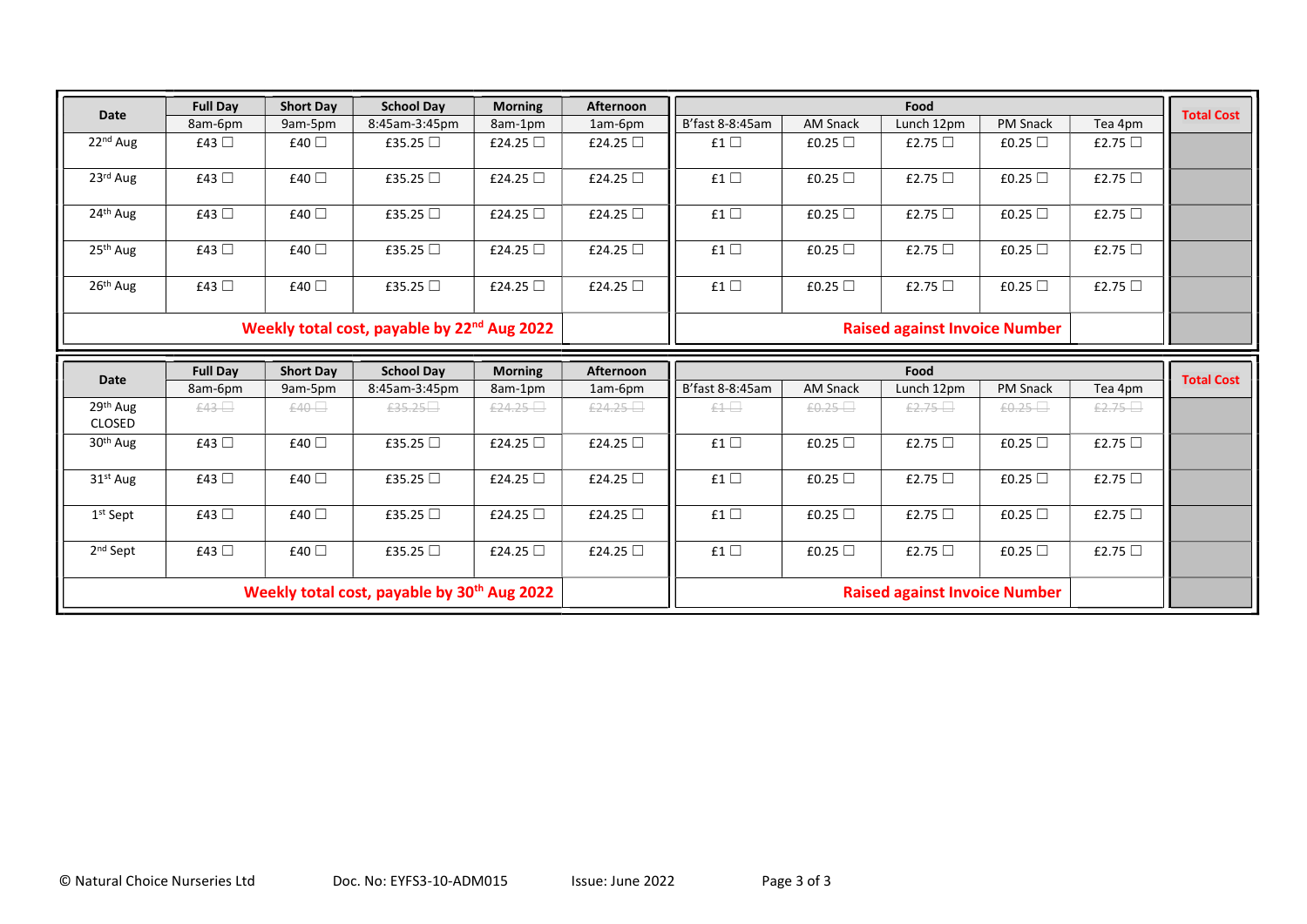| Date | Full Day | Short Day | School Day | Morning | Afternoon | Food | | | | | Total Cost |
|---|---|---|---|---|---|---|---|---|---|---|---|
| | 8am-6pm | 9am-5pm | 8:45am-3:45pm | 8am-1pm | 1am-6pm | B'fast 8-8:45am | AM Snack | Lunch 12pm | PM Snack | Tea 4pm | |
| 22nd Aug | £43 ☐ | £40 ☐ | £35.25 ☐ | £24.25 ☐ | £24.25 ☐ | £1 ☐ | £0.25 ☐ | £2.75 ☐ | £0.25 ☐ | £2.75 ☐ | |
| 23rd Aug | £43 ☐ | £40 ☐ | £35.25 ☐ | £24.25 ☐ | £24.25 ☐ | £1 ☐ | £0.25 ☐ | £2.75 ☐ | £0.25 ☐ | £2.75 ☐ | |
| 24th Aug | £43 ☐ | £40 ☐ | £35.25 ☐ | £24.25 ☐ | £24.25 ☐ | £1 ☐ | £0.25 ☐ | £2.75 ☐ | £0.25 ☐ | £2.75 ☐ | |
| 25th Aug | £43 ☐ | £40 ☐ | £35.25 ☐ | £24.25 ☐ | £24.25 ☐ | £1 ☐ | £0.25 ☐ | £2.75 ☐ | £0.25 ☐ | £2.75 ☐ | |
| 26th Aug | £43 ☐ | £40 ☐ | £35.25 ☐ | £24.25 ☐ | £24.25 ☐ | £1 ☐ | £0.25 ☐ | £2.75 ☐ | £0.25 ☐ | £2.75 ☐ | |
| **Weekly total cost, payable by 22nd Aug 2022** | | | | | | **Raised against Invoice Number** | | | | | |

| Date | Full Day | Short Day | School Day | Morning | Afternoon | Food | | | | | Total Cost |
|---|---|---|---|---|---|---|---|---|---|---|---|
| | 8am-6pm | 9am-5pm | 8:45am-3:45pm | 8am-1pm | 1am-6pm | B'fast 8-8:45am | AM Snack | Lunch 12pm | PM Snack | Tea 4pm | |
| 29th Aug CLOSED | ~~£43 ☐~~ | ~~£40 ☐~~ | ~~£35.25 ☐~~ | ~~£24.25 ☐~~ | ~~£24.25 ☐~~ | ~~£1 ☐~~ | ~~£0.25 ☐~~ | ~~£2.75 ☐~~ | ~~£0.25 ☐~~ | ~~£2.75 ☐~~ | |
| 30th Aug | £43 ☐ | £40 ☐ | £35.25 ☐ | £24.25 ☐ | £24.25 ☐ | £1 ☐ | £0.25 ☐ | £2.75 ☐ | £0.25 ☐ | £2.75 ☐ | |
| 31st Aug | £43 ☐ | £40 ☐ | £35.25 ☐ | £24.25 ☐ | £24.25 ☐ | £1 ☐ | £0.25 ☐ | £2.75 ☐ | £0.25 ☐ | £2.75 ☐ | |
| 1st Sept | £43 ☐ | £40 ☐ | £35.25 ☐ | £24.25 ☐ | £24.25 ☐ | £1 ☐ | £0.25 ☐ | £2.75 ☐ | £0.25 ☐ | £2.75 ☐ | |
| 2nd Sept | £43 ☐ | £40 ☐ | £35.25 ☐ | £24.25 ☐ | £24.25 ☐ | £1 ☐ | £0.25 ☐ | £2.75 ☐ | £0.25 ☐ | £2.75 ☐ | |
| **Weekly total cost, payable by 30th Aug 2022** | | | | | | **Raised against Invoice Number** | | | | | |

© Natural Choice Nurseries Ltd   Doc. No: EYFS3-10-ADM015   Issue: June 2022